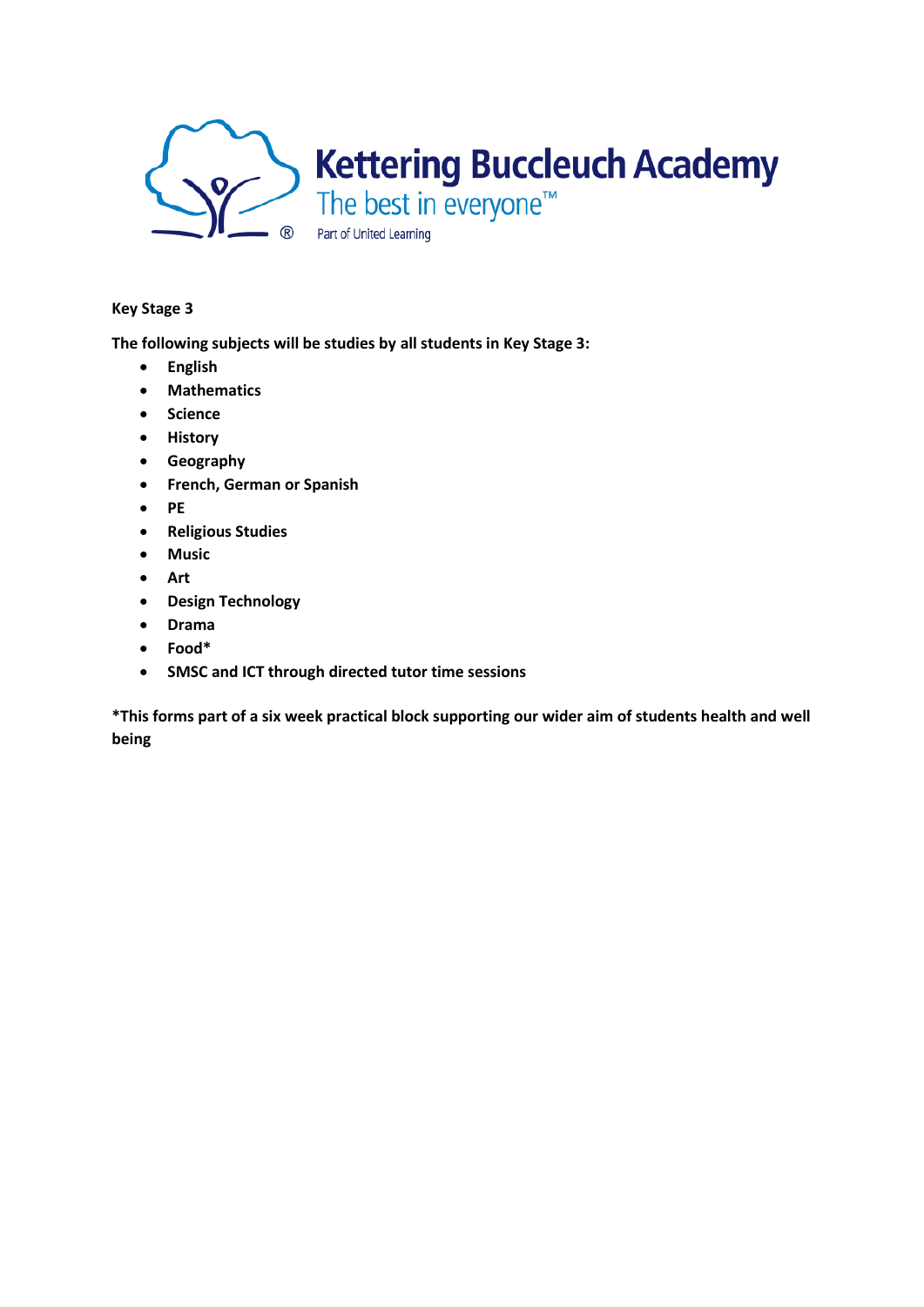Kettering Buccleuch Academy

The best in everyone™

Part of United Learning

**Key Stage 3**

**The following subjects will be studies by all students in Key Stage 3:**

- **English**
- **Mathematics**
- **Science**
- **History**
- **Geography**
- **French, German or Spanish**
- **PE**
- **Religious Studies**
- **Music**
- **Art**
- **Design Technology**
- **Drama**
- **Food***
- **SMSC and ICT through directed tutor time sessions**

***This forms part of a six week practical block supporting our wider aim of students health and well being**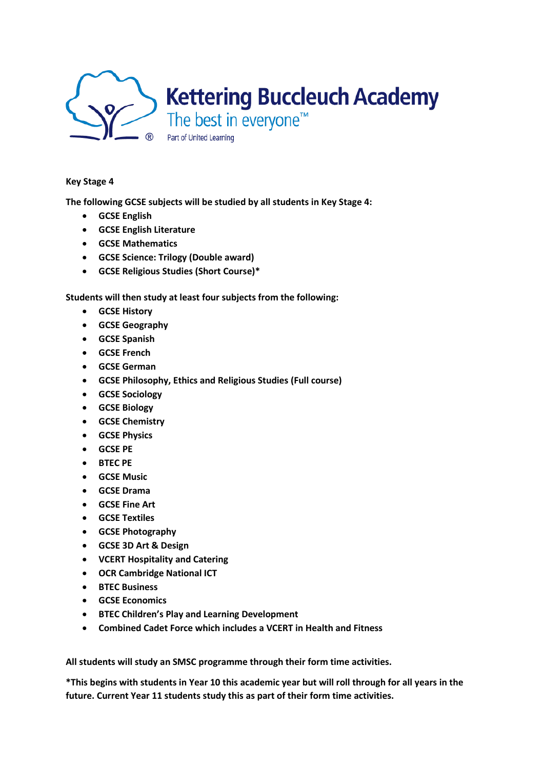Kettering Buccleuch Academy

The best in everyone™

Part of United Learning

**Key Stage 4**

**The following GCSE subjects will be studied by all students in Key Stage 4:**

- **GCSE English**
- **GCSE English Literature**
- **GCSE Mathematics**
- **GCSE Science: Trilogy (Double award)**
- **GCSE Religious Studies (Short Course)***

**Students will then study at least four subjects from the following:**

- **GCSE History**
- **GCSE Geography**
- **GCSE Spanish**
- **GCSE French**
- **GCSE German**
- **GCSE Philosophy, Ethics and Religious Studies (Full course)**
- **GCSE Sociology**
- **GCSE Biology**
- **GCSE Chemistry**
- **GCSE Physics**
- **GCSE PE**
- **BTEC PE**
- **GCSE Music**
- **GCSE Drama**
- **GCSE Fine Art**
- **GCSE Textiles**
- **GCSE Photography**
- **GCSE 3D Art & Design**
- **VCERT Hospitality and Catering**
- **OCR Cambridge National ICT**
- **BTEC Business**
- **GCSE Economics**
- **BTEC Children's Play and Learning Development**
- **Combined Cadet Force which includes a VCERT in Health and Fitness**

**All students will study an SMSC programme through their form time activities.**

***This begins with students in Year 10 this academic year but will roll through for all years in the future. Current Year 11 students study this as part of their form time activities.**